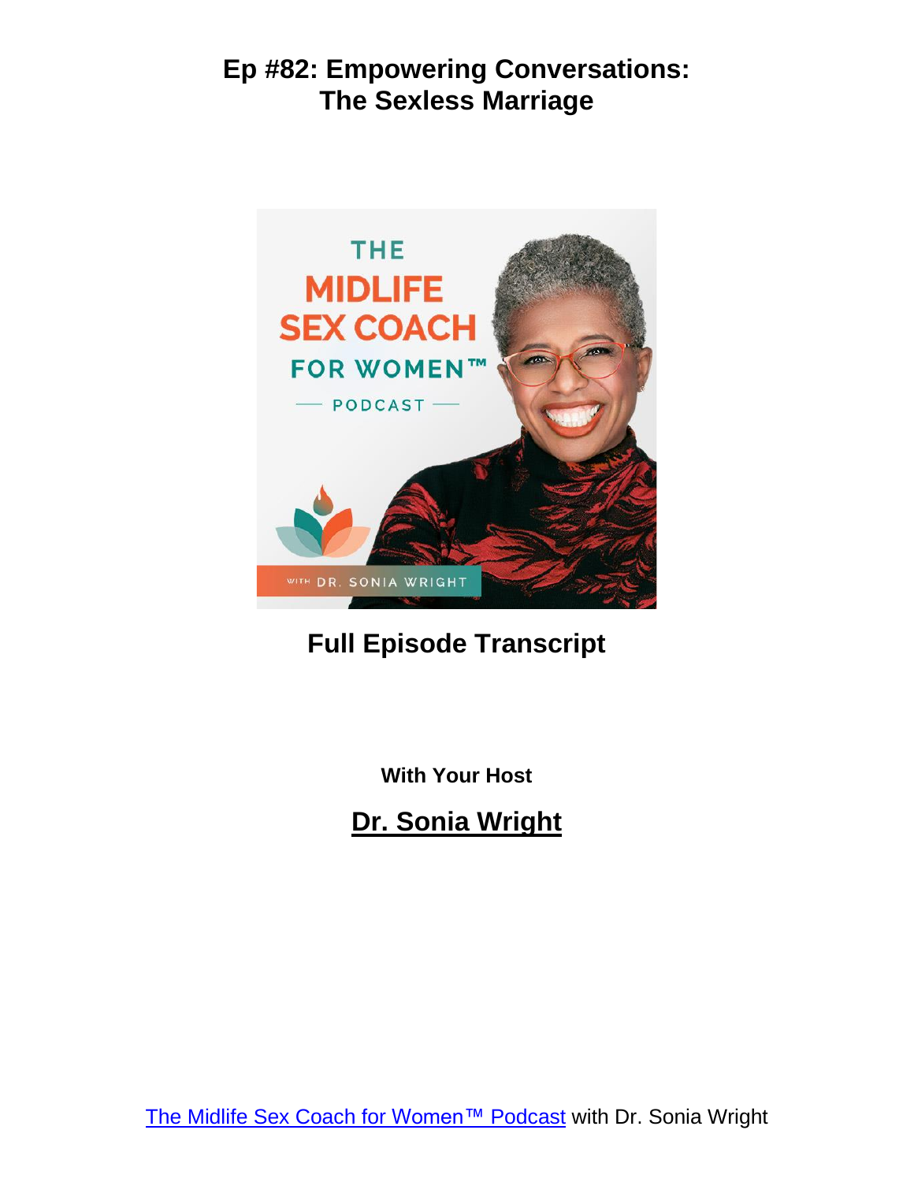# Ep #82: Empowering Conversations: The Sexless Marriage

## Full Episode Transcript

With Your Host

**Dr. Sonia Wright**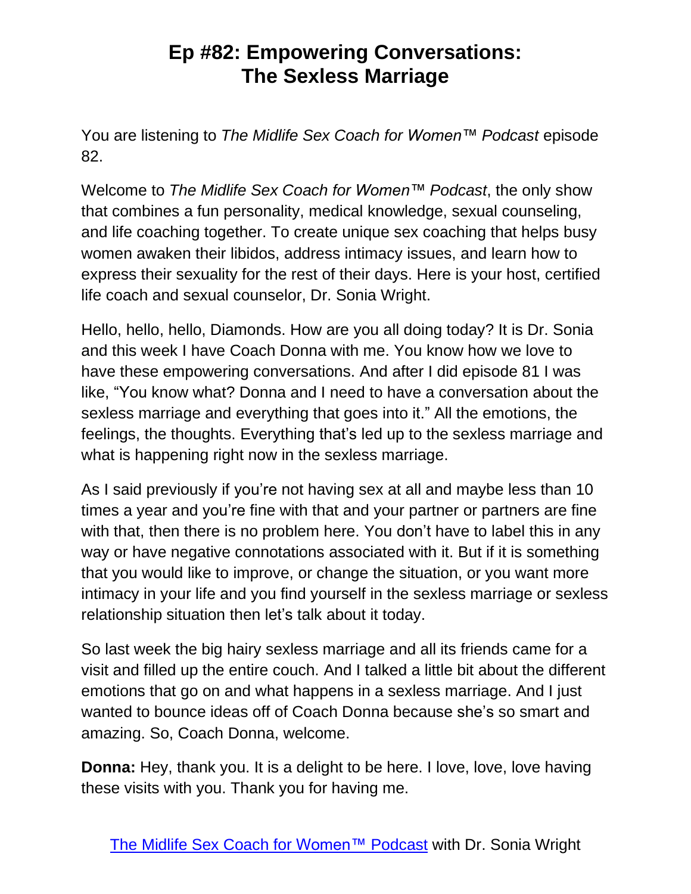# Ep #82: Empowering Conversations: The Sexless Marriage

You are listening to *The Midlife Sex Coach for Women™ Podcast* episode 82.

Welcome to *The Midlife Sex Coach for Women™ Podcast*, the only show that combines a fun personality, medical knowledge, sexual counseling, and life coaching together. To create unique sex coaching that helps busy women awaken their libidos, address intimacy issues, and learn how to express their sexuality for the rest of their days. Here is your host, certified life coach and sexual counselor, Dr. Sonia Wright.

Hello, hello, hello, Diamonds. How are you all doing today? It is Dr. Sonia and this week I have Coach Donna with me. You know how we love to have these empowering conversations. And after I did episode 81 I was like, "You know what? Donna and I need to have a conversation about the sexless marriage and everything that goes into it." All the emotions, the feelings, the thoughts. Everything that's led up to the sexless marriage and what is happening right now in the sexless marriage.

As I said previously if you're not having sex at all and maybe less than 10 times a year and you're fine with that and your partner or partners are fine with that, then there is no problem here. You don't have to label this in any way or have negative connotations associated with it. But if it is something that you would like to improve, or change the situation, or you want more intimacy in your life and you find yourself in the sexless marriage or sexless relationship situation then let's talk about it today.

So last week the big hairy sexless marriage and all its friends came for a visit and filled up the entire couch. And I talked a little bit about the different emotions that go on and what happens in a sexless marriage. And I just wanted to bounce ideas off of Coach Donna because she's so smart and amazing. So, Coach Donna, welcome.

**Donna:** Hey, thank you. It is a delight to be here. I love, love, love having these visits with you. Thank you for having me.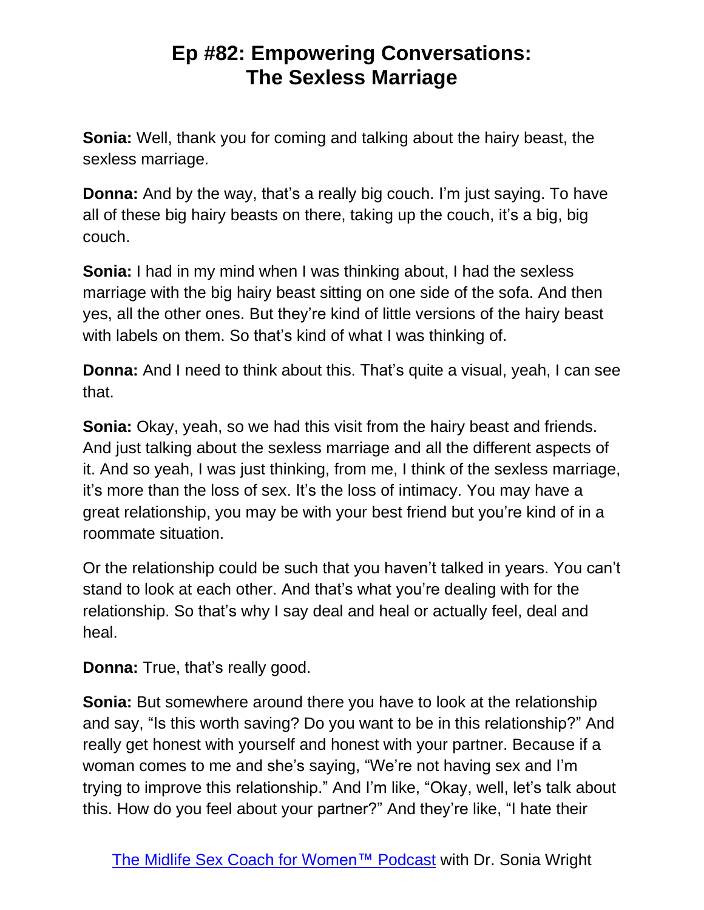# Ep #82: Empowering Conversations: The Sexless Marriage

**Sonia:** Well, thank you for coming and talking about the hairy beast, the sexless marriage.

**Donna:** And by the way, that's a really big couch. I'm just saying. To have all of these big hairy beasts on there, taking up the couch, it's a big, big couch.

**Sonia:** I had in my mind when I was thinking about, I had the sexless marriage with the big hairy beast sitting on one side of the sofa. And then yes, all the other ones. But they're kind of little versions of the hairy beast with labels on them. So that's kind of what I was thinking of.

**Donna:** And I need to think about this. That's quite a visual, yeah, I can see that.

**Sonia:** Okay, yeah, so we had this visit from the hairy beast and friends. And just talking about the sexless marriage and all the different aspects of it. And so yeah, I was just thinking, from me, I think of the sexless marriage, it's more than the loss of sex. It's the loss of intimacy. You may have a great relationship, you may be with your best friend but you're kind of in a roommate situation.

Or the relationship could be such that you haven't talked in years. You can't stand to look at each other. And that's what you're dealing with for the relationship. So that's why I say deal and heal or actually feel, deal and heal.

**Donna:** True, that's really good.

**Sonia:** But somewhere around there you have to look at the relationship and say, "Is this worth saving? Do you want to be in this relationship?" And really get honest with yourself and honest with your partner. Because if a woman comes to me and she's saying, "We're not having sex and I'm trying to improve this relationship." And I'm like, "Okay, well, let's talk about this. How do you feel about your partner?" And they're like, "I hate their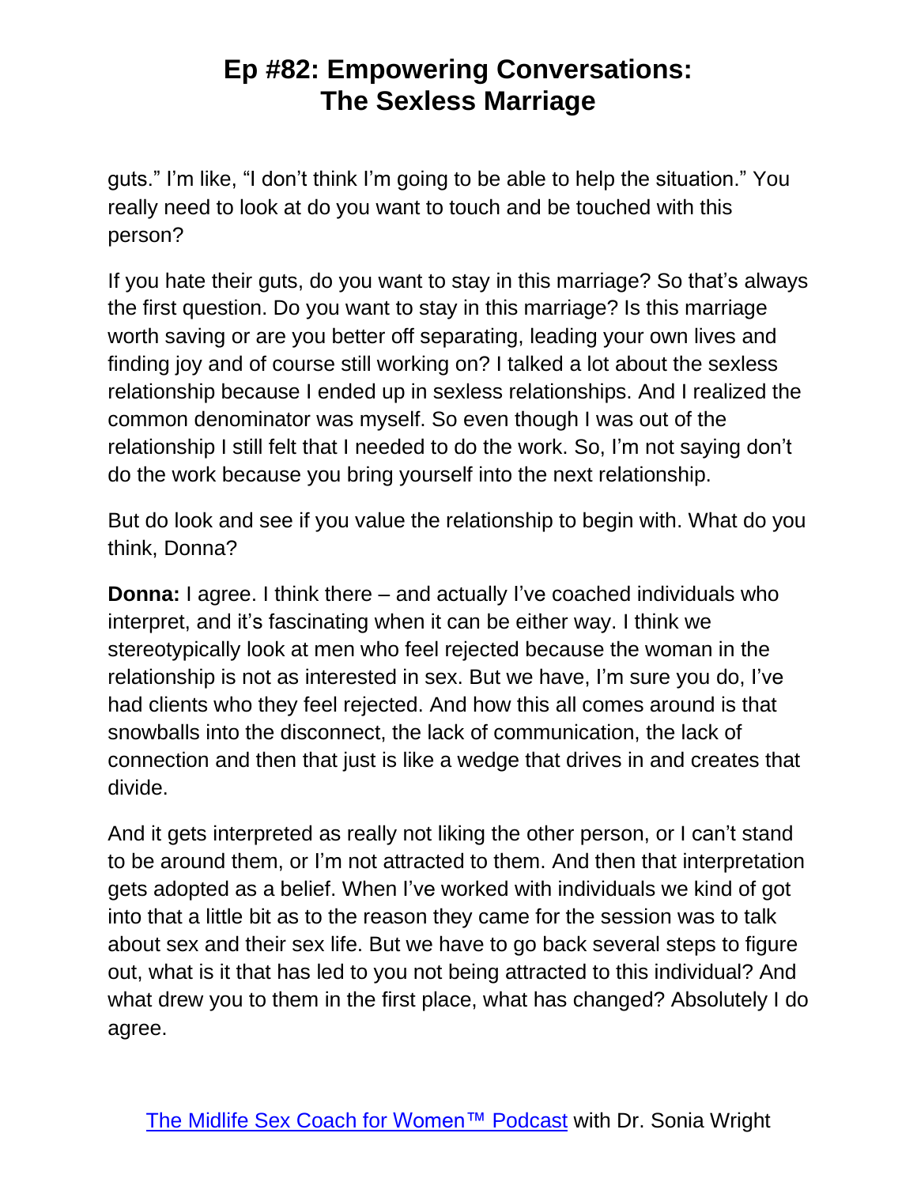guts." I'm like, "I don't think I'm going to be able to help the situation." You really need to look at do you want to touch and be touched with this person?

If you hate their guts, do you want to stay in this marriage? So that's always the first question. Do you want to stay in this marriage? Is this marriage worth saving or are you better off separating, leading your own lives and finding joy and of course still working on? I talked a lot about the sexless relationship because I ended up in sexless relationships. And I realized the common denominator was myself. So even though I was out of the relationship I still felt that I needed to do the work. So, I'm not saying don't do the work because you bring yourself into the next relationship.

But do look and see if you value the relationship to begin with. What do you think, Donna?

**Donna:** I agree. I think there – and actually I've coached individuals who interpret, and it's fascinating when it can be either way. I think we stereotypically look at men who feel rejected because the woman in the relationship is not as interested in sex. But we have, I'm sure you do, I've had clients who they feel rejected. And how this all comes around is that snowballs into the disconnect, the lack of communication, the lack of connection and then that just is like a wedge that drives in and creates that divide.

And it gets interpreted as really not liking the other person, or I can't stand to be around them, or I'm not attracted to them. And then that interpretation gets adopted as a belief. When I've worked with individuals we kind of got into that a little bit as to the reason they came for the session was to talk about sex and their sex life. But we have to go back several steps to figure out, what is it that has led to you not being attracted to this individual? And what drew you to them in the first place, what has changed? Absolutely I do agree.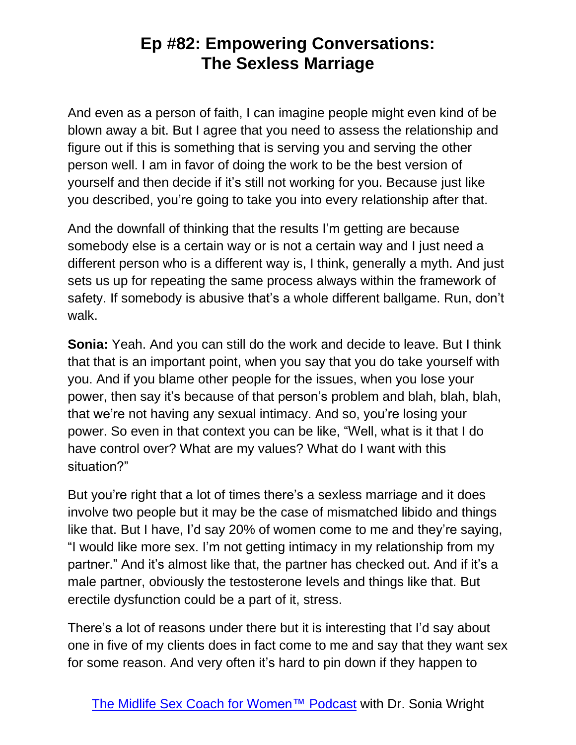And even as a person of faith, I can imagine people might even kind of be blown away a bit. But I agree that you need to assess the relationship and figure out if this is something that is serving you and serving the other person well. I am in favor of doing the work to be the best version of yourself and then decide if it's still not working for you. Because just like you described, you're going to take you into every relationship after that.

And the downfall of thinking that the results I'm getting are because somebody else is a certain way or is not a certain way and I just need a different person who is a different way is, I think, generally a myth. And just sets us up for repeating the same process always within the framework of safety. If somebody is abusive that's a whole different ballgame. Run, don't walk.

**Sonia:** Yeah. And you can still do the work and decide to leave. But I think that that is an important point, when you say that you do take yourself with you. And if you blame other people for the issues, when you lose your power, then say it's because of that person's problem and blah, blah, blah, that we're not having any sexual intimacy. And so, you're losing your power. So even in that context you can be like, "Well, what is it that I do have control over? What are my values? What do I want with this situation?"

But you're right that a lot of times there's a sexless marriage and it does involve two people but it may be the case of mismatched libido and things like that. But I have, I'd say 20% of women come to me and they're saying, "I would like more sex. I'm not getting intimacy in my relationship from my partner." And it's almost like that, the partner has checked out. And if it's a male partner, obviously the testosterone levels and things like that. But erectile dysfunction could be a part of it, stress.

There's a lot of reasons under there but it is interesting that I'd say about one in five of my clients does in fact come to me and say that they want sex for some reason. And very often it's hard to pin down if they happen to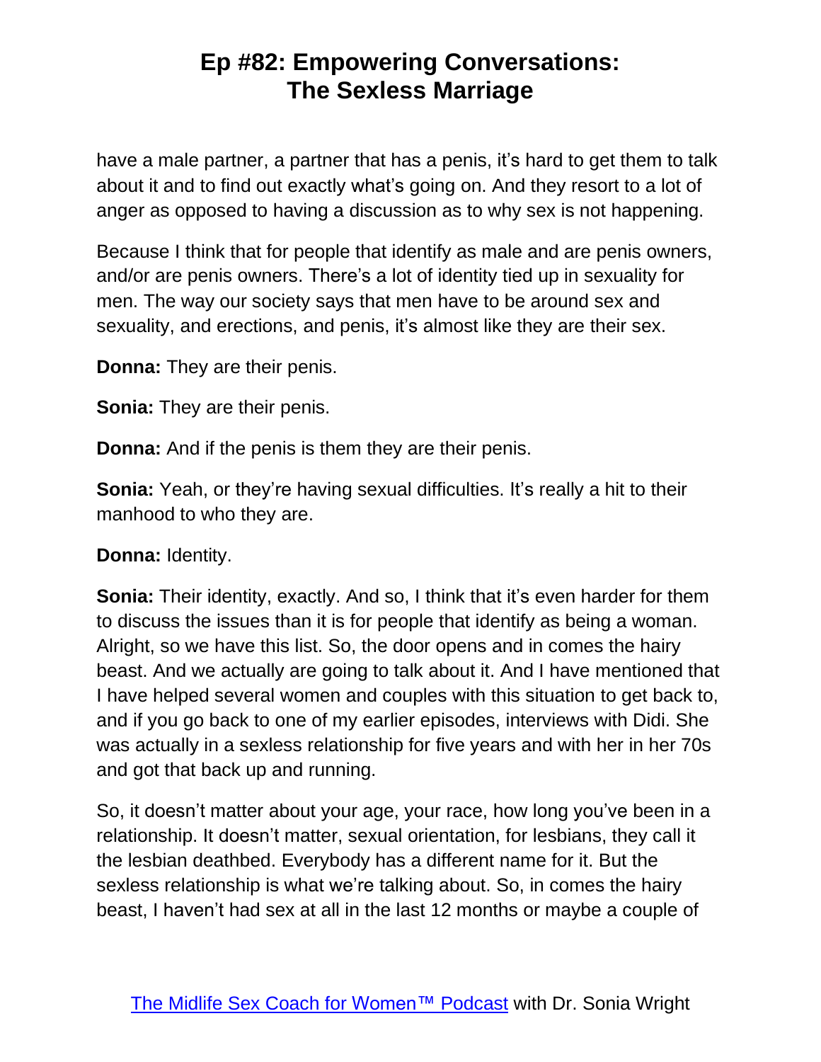have a male partner, a partner that has a penis, it's hard to get them to talk about it and to find out exactly what's going on. And they resort to a lot of anger as opposed to having a discussion as to why sex is not happening.

Because I think that for people that identify as male and are penis owners, and/or are penis owners. There's a lot of identity tied up in sexuality for men. The way our society says that men have to be around sex and sexuality, and erections, and penis, it's almost like they are their sex.

**Donna:** They are their penis.

**Sonia:** They are their penis.

**Donna:** And if the penis is them they are their penis.

**Sonia:** Yeah, or they're having sexual difficulties. It's really a hit to their manhood to who they are.

**Donna:** Identity.

**Sonia:** Their identity, exactly. And so, I think that it's even harder for them to discuss the issues than it is for people that identify as being a woman. Alright, so we have this list. So, the door opens and in comes the hairy beast. And we actually are going to talk about it. And I have mentioned that I have helped several women and couples with this situation to get back to, and if you go back to one of my earlier episodes, interviews with Didi. She was actually in a sexless relationship for five years and with her in her 70s and got that back up and running.

So, it doesn't matter about your age, your race, how long you've been in a relationship. It doesn't matter, sexual orientation, for lesbians, they call it the lesbian deathbed. Everybody has a different name for it. But the sexless relationship is what we're talking about. So, in comes the hairy beast, I haven't had sex at all in the last 12 months or maybe a couple of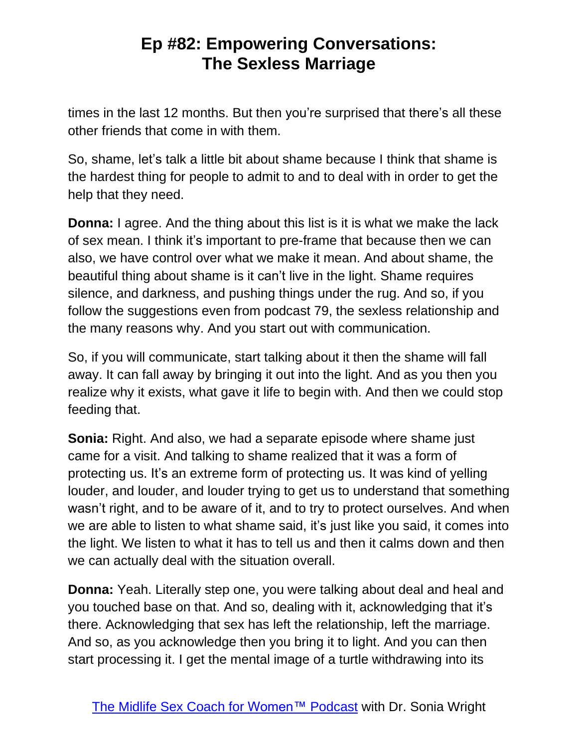times in the last 12 months. But then you're surprised that there's all these other friends that come in with them.

So, shame, let's talk a little bit about shame because I think that shame is the hardest thing for people to admit to and to deal with in order to get the help that they need.

**Donna:** I agree. And the thing about this list is it is what we make the lack of sex mean. I think it's important to pre-frame that because then we can also, we have control over what we make it mean. And about shame, the beautiful thing about shame is it can't live in the light. Shame requires silence, and darkness, and pushing things under the rug. And so, if you follow the suggestions even from podcast 79, the sexless relationship and the many reasons why. And you start out with communication.

So, if you will communicate, start talking about it then the shame will fall away. It can fall away by bringing it out into the light. And as you then you realize why it exists, what gave it life to begin with. And then we could stop feeding that.

**Sonia:** Right. And also, we had a separate episode where shame just came for a visit. And talking to shame realized that it was a form of protecting us. It's an extreme form of protecting us. It was kind of yelling louder, and louder, and louder trying to get us to understand that something wasn't right, and to be aware of it, and to try to protect ourselves. And when we are able to listen to what shame said, it's just like you said, it comes into the light. We listen to what it has to tell us and then it calms down and then we can actually deal with the situation overall.

**Donna:** Yeah. Literally step one, you were talking about deal and heal and you touched base on that. And so, dealing with it, acknowledging that it's there. Acknowledging that sex has left the relationship, left the marriage. And so, as you acknowledge then you bring it to light. And you can then start processing it. I get the mental image of a turtle withdrawing into its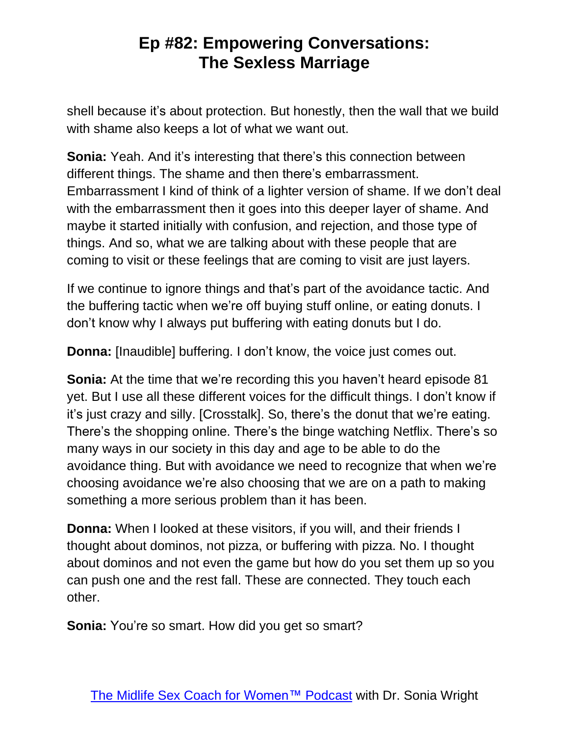shell because it's about protection. But honestly, then the wall that we build with shame also keeps a lot of what we want out.

**Sonia:** Yeah. And it's interesting that there's this connection between different things. The shame and then there's embarrassment. Embarrassment I kind of think of a lighter version of shame. If we don't deal with the embarrassment then it goes into this deeper layer of shame. And maybe it started initially with confusion, and rejection, and those type of things. And so, what we are talking about with these people that are coming to visit or these feelings that are coming to visit are just layers.

If we continue to ignore things and that's part of the avoidance tactic. And the buffering tactic when we're off buying stuff online, or eating donuts. I don't know why I always put buffering with eating donuts but I do.

**Donna:** [Inaudible] buffering. I don't know, the voice just comes out.

**Sonia:** At the time that we're recording this you haven't heard episode 81 yet. But I use all these different voices for the difficult things. I don't know if it's just crazy and silly. [Crosstalk]. So, there's the donut that we're eating. There's the shopping online. There's the binge watching Netflix. There's so many ways in our society in this day and age to be able to do the avoidance thing. But with avoidance we need to recognize that when we're choosing avoidance we're also choosing that we are on a path to making something a more serious problem than it has been.

**Donna:** When I looked at these visitors, if you will, and their friends I thought about dominos, not pizza, or buffering with pizza. No. I thought about dominos and not even the game but how do you set them up so you can push one and the rest fall. These are connected. They touch each other.

**Sonia:** You're so smart. How did you get so smart?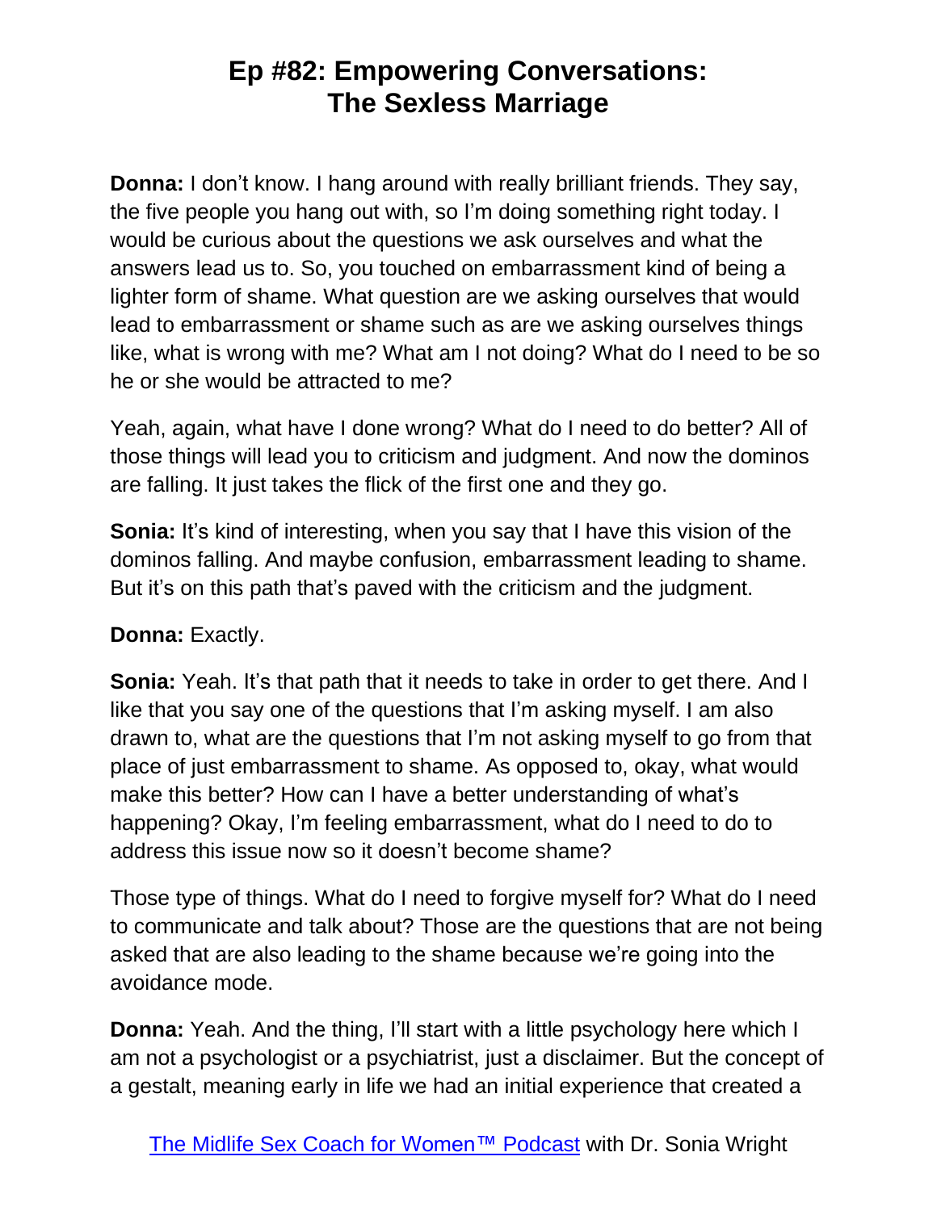**Donna:** I don't know. I hang around with really brilliant friends. They say, the five people you hang out with, so I'm doing something right today. I would be curious about the questions we ask ourselves and what the answers lead us to. So, you touched on embarrassment kind of being a lighter form of shame. What question are we asking ourselves that would lead to embarrassment or shame such as are we asking ourselves things like, what is wrong with me? What am I not doing? What do I need to be so he or she would be attracted to me?

Yeah, again, what have I done wrong? What do I need to do better? All of those things will lead you to criticism and judgment. And now the dominos are falling. It just takes the flick of the first one and they go.

**Sonia:** It's kind of interesting, when you say that I have this vision of the dominos falling. And maybe confusion, embarrassment leading to shame. But it's on this path that's paved with the criticism and the judgment.

**Donna:** Exactly.

**Sonia:** Yeah. It's that path that it needs to take in order to get there. And I like that you say one of the questions that I'm asking myself. I am also drawn to, what are the questions that I'm not asking myself to go from that place of just embarrassment to shame. As opposed to, okay, what would make this better? How can I have a better understanding of what's happening? Okay, I'm feeling embarrassment, what do I need to do to address this issue now so it doesn't become shame?

Those type of things. What do I need to forgive myself for? What do I need to communicate and talk about? Those are the questions that are not being asked that are also leading to the shame because we're going into the avoidance mode.

**Donna:** Yeah. And the thing, I'll start with a little psychology here which I am not a psychologist or a psychiatrist, just a disclaimer. But the concept of a gestalt, meaning early in life we had an initial experience that created a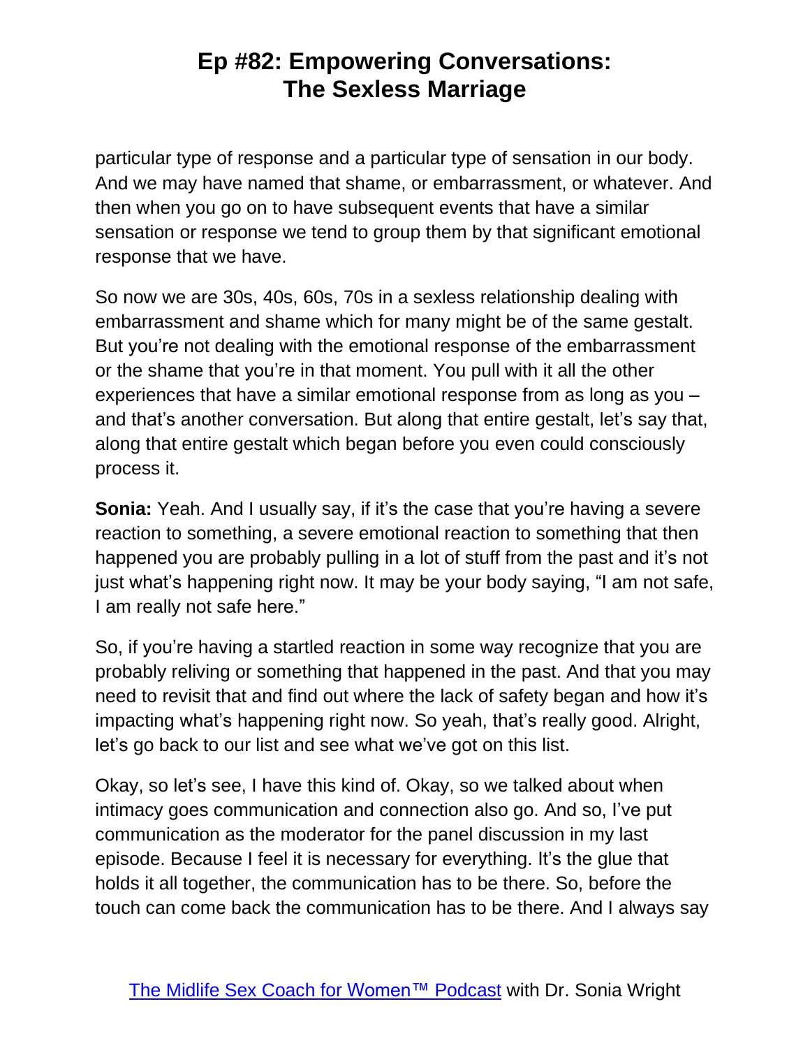particular type of response and a particular type of sensation in our body. And we may have named that shame, or embarrassment, or whatever. And then when you go on to have subsequent events that have a similar sensation or response we tend to group them by that significant emotional response that we have.

So now we are 30s, 40s, 60s, 70s in a sexless relationship dealing with embarrassment and shame which for many might be of the same gestalt. But you're not dealing with the emotional response of the embarrassment or the shame that you're in that moment. You pull with it all the other experiences that have a similar emotional response from as long as you – and that's another conversation. But along that entire gestalt, let's say that, along that entire gestalt which began before you even could consciously process it.

**Sonia:** Yeah. And I usually say, if it's the case that you're having a severe reaction to something, a severe emotional reaction to something that then happened you are probably pulling in a lot of stuff from the past and it's not just what's happening right now. It may be your body saying, "I am not safe, I am really not safe here."

So, if you're having a startled reaction in some way recognize that you are probably reliving or something that happened in the past. And that you may need to revisit that and find out where the lack of safety began and how it's impacting what's happening right now. So yeah, that's really good. Alright, let's go back to our list and see what we've got on this list.

Okay, so let's see, I have this kind of. Okay, so we talked about when intimacy goes communication and connection also go. And so, I've put communication as the moderator for the panel discussion in my last episode. Because I feel it is necessary for everything. It's the glue that holds it all together, the communication has to be there. So, before the touch can come back the communication has to be there. And I always say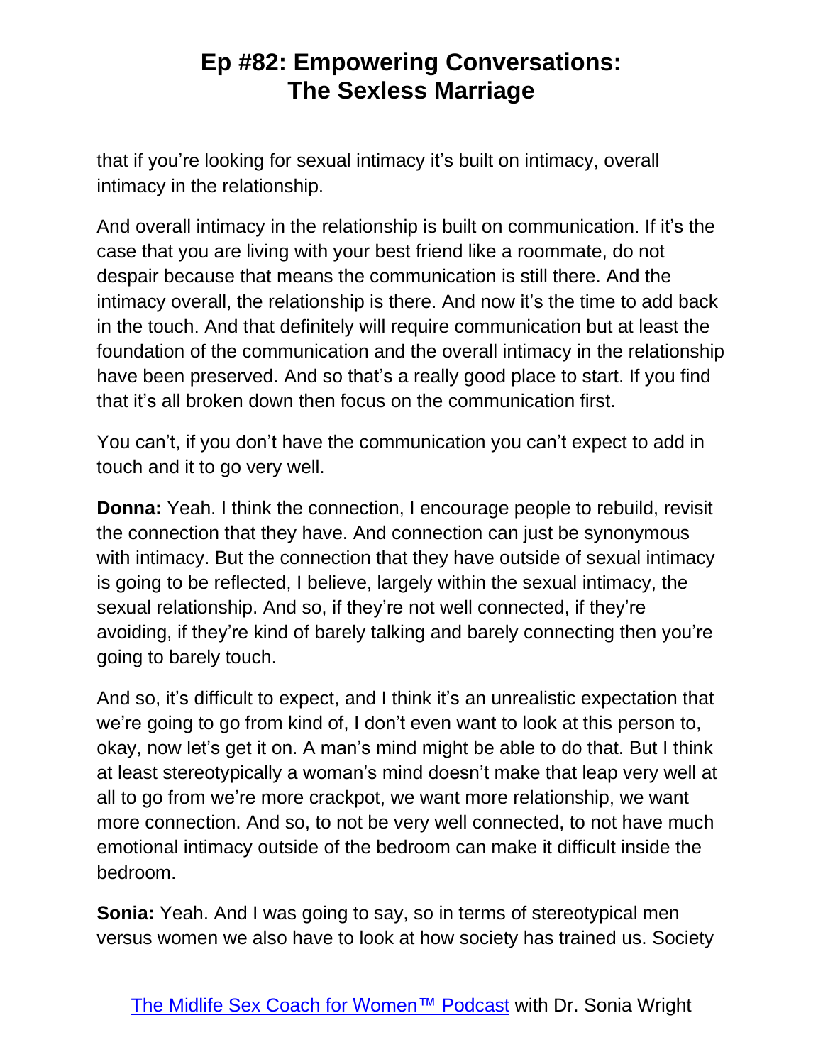that if you're looking for sexual intimacy it's built on intimacy, overall intimacy in the relationship.

And overall intimacy in the relationship is built on communication. If it's the case that you are living with your best friend like a roommate, do not despair because that means the communication is still there. And the intimacy overall, the relationship is there. And now it's the time to add back in the touch. And that definitely will require communication but at least the foundation of the communication and the overall intimacy in the relationship have been preserved. And so that's a really good place to start. If you find that it's all broken down then focus on the communication first.

You can't, if you don't have the communication you can't expect to add in touch and it to go very well.

**Donna:** Yeah. I think the connection, I encourage people to rebuild, revisit the connection that they have. And connection can just be synonymous with intimacy. But the connection that they have outside of sexual intimacy is going to be reflected, I believe, largely within the sexual intimacy, the sexual relationship. And so, if they're not well connected, if they're avoiding, if they're kind of barely talking and barely connecting then you're going to barely touch.

And so, it's difficult to expect, and I think it's an unrealistic expectation that we're going to go from kind of, I don't even want to look at this person to, okay, now let's get it on. A man's mind might be able to do that. But I think at least stereotypically a woman's mind doesn't make that leap very well at all to go from we're more crackpot, we want more relationship, we want more connection. And so, to not be very well connected, to not have much emotional intimacy outside of the bedroom can make it difficult inside the bedroom.

**Sonia:** Yeah. And I was going to say, so in terms of stereotypical men versus women we also have to look at how society has trained us. Society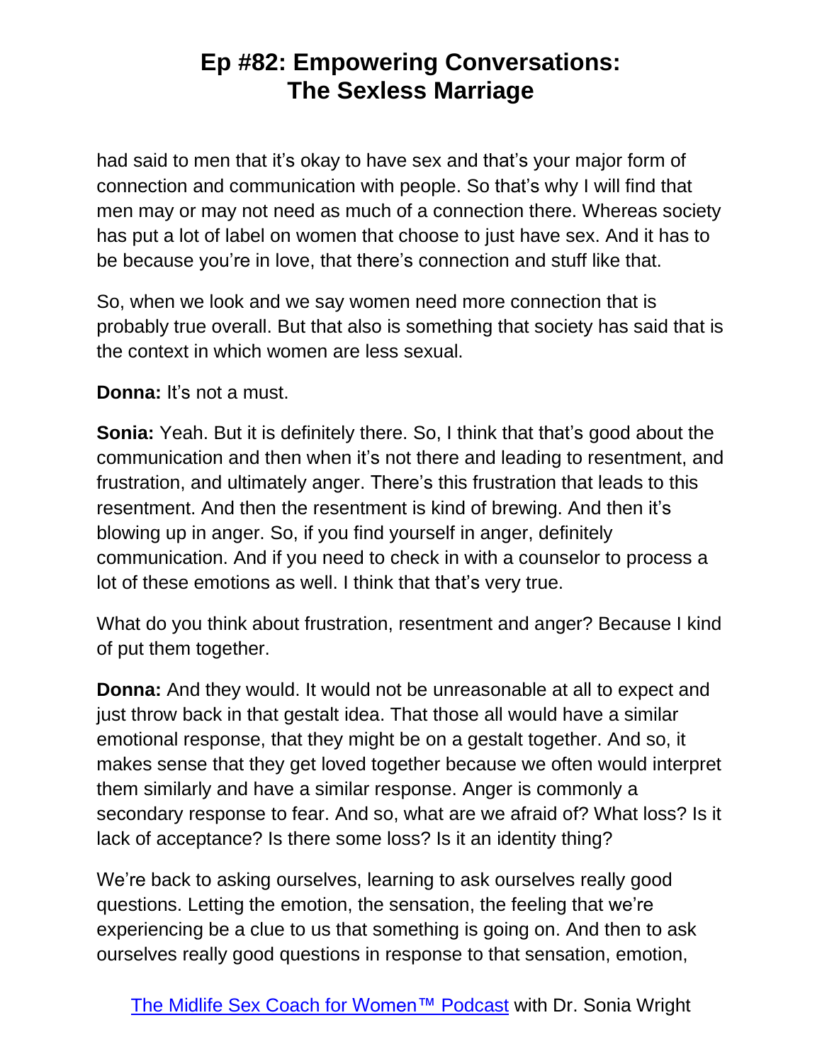had said to men that it's okay to have sex and that's your major form of connection and communication with people. So that's why I will find that men may or may not need as much of a connection there. Whereas society has put a lot of label on women that choose to just have sex. And it has to be because you're in love, that there's connection and stuff like that.

So, when we look and we say women need more connection that is probably true overall. But that also is something that society has said that is the context in which women are less sexual.

**Donna:** It's not a must.

**Sonia:** Yeah. But it is definitely there. So, I think that that's good about the communication and then when it's not there and leading to resentment, and frustration, and ultimately anger. There's this frustration that leads to this resentment. And then the resentment is kind of brewing. And then it's blowing up in anger. So, if you find yourself in anger, definitely communication. And if you need to check in with a counselor to process a lot of these emotions as well. I think that that's very true.

What do you think about frustration, resentment and anger? Because I kind of put them together.

**Donna:** And they would. It would not be unreasonable at all to expect and just throw back in that gestalt idea. That those all would have a similar emotional response, that they might be on a gestalt together. And so, it makes sense that they get loved together because we often would interpret them similarly and have a similar response. Anger is commonly a secondary response to fear. And so, what are we afraid of? What loss? Is it lack of acceptance? Is there some loss? Is it an identity thing?

We're back to asking ourselves, learning to ask ourselves really good questions. Letting the emotion, the sensation, the feeling that we're experiencing be a clue to us that something is going on. And then to ask ourselves really good questions in response to that sensation, emotion,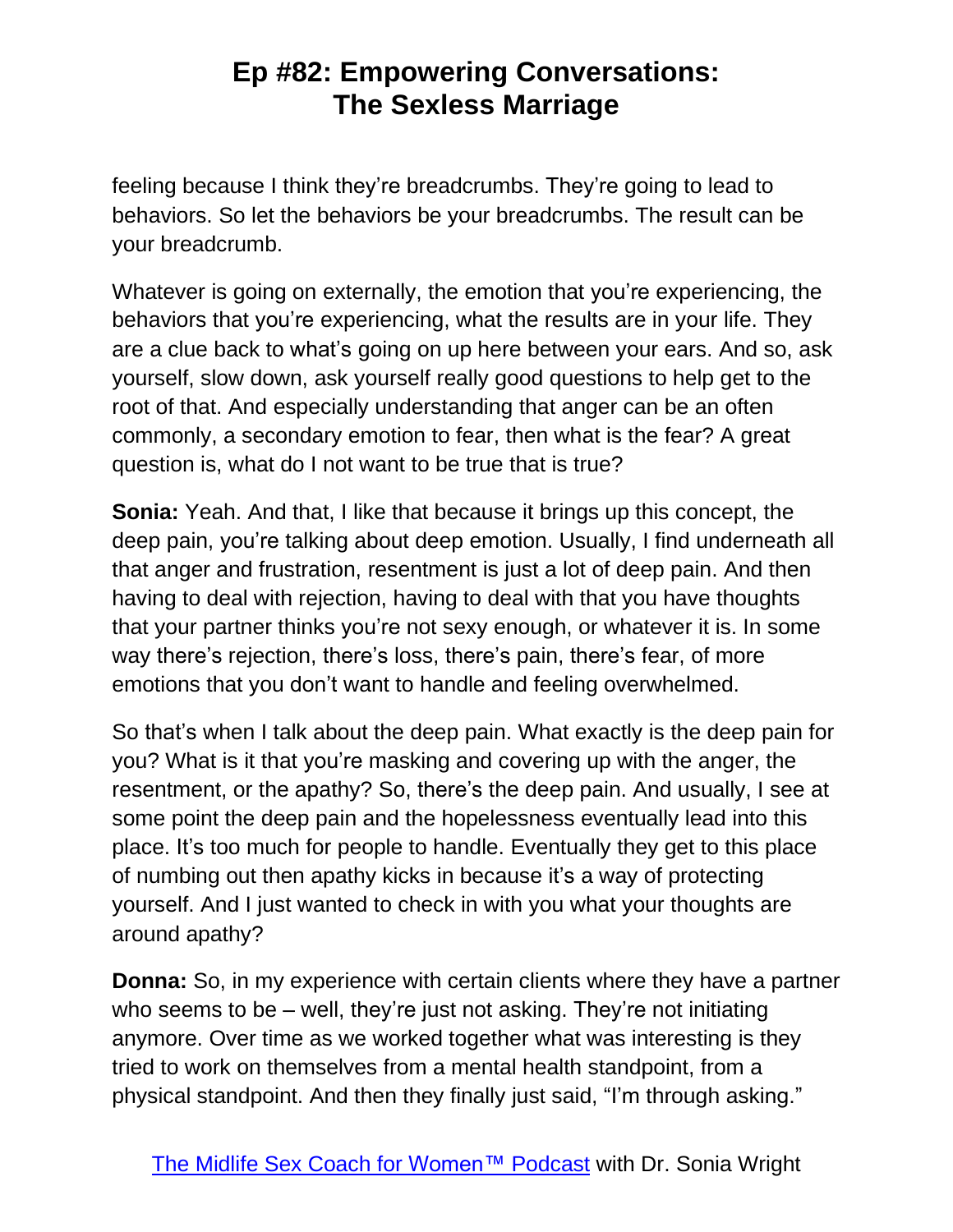feeling because I think they're breadcrumbs. They're going to lead to behaviors. So let the behaviors be your breadcrumbs. The result can be your breadcrumb.

Whatever is going on externally, the emotion that you're experiencing, the behaviors that you're experiencing, what the results are in your life. They are a clue back to what's going on up here between your ears. And so, ask yourself, slow down, ask yourself really good questions to help get to the root of that. And especially understanding that anger can be an often commonly, a secondary emotion to fear, then what is the fear? A great question is, what do I not want to be true that is true?

**Sonia:** Yeah. And that, I like that because it brings up this concept, the deep pain, you're talking about deep emotion. Usually, I find underneath all that anger and frustration, resentment is just a lot of deep pain. And then having to deal with rejection, having to deal with that you have thoughts that your partner thinks you're not sexy enough, or whatever it is. In some way there's rejection, there's loss, there's pain, there's fear, of more emotions that you don't want to handle and feeling overwhelmed.

So that's when I talk about the deep pain. What exactly is the deep pain for you? What is it that you're masking and covering up with the anger, the resentment, or the apathy? So, there's the deep pain. And usually, I see at some point the deep pain and the hopelessness eventually lead into this place. It's too much for people to handle. Eventually they get to this place of numbing out then apathy kicks in because it's a way of protecting yourself. And I just wanted to check in with you what your thoughts are around apathy?

**Donna:** So, in my experience with certain clients where they have a partner who seems to be – well, they're just not asking. They're not initiating anymore. Over time as we worked together what was interesting is they tried to work on themselves from a mental health standpoint, from a physical standpoint. And then they finally just said, "I'm through asking."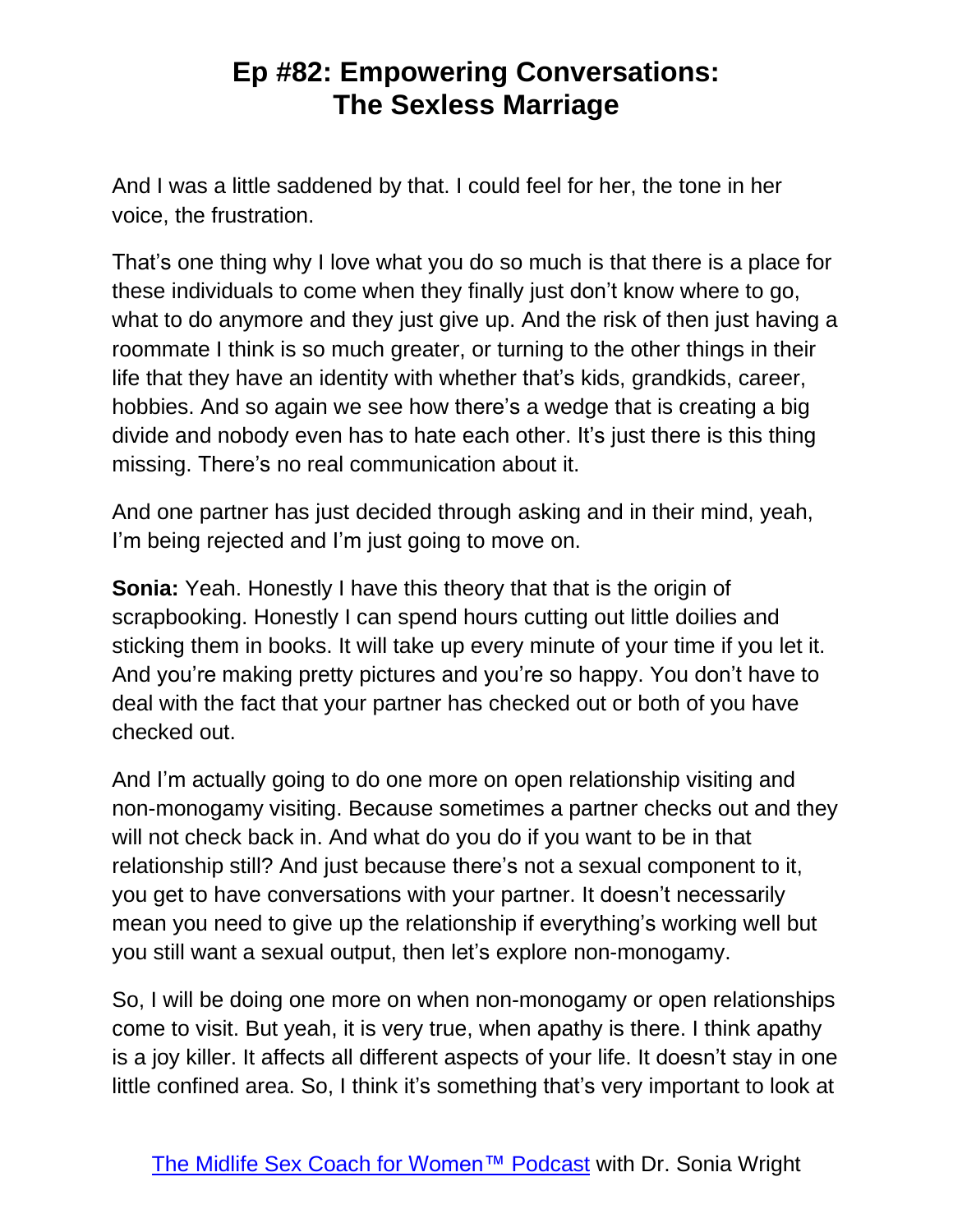And I was a little saddened by that. I could feel for her, the tone in her voice, the frustration.

That's one thing why I love what you do so much is that there is a place for these individuals to come when they finally just don't know where to go, what to do anymore and they just give up. And the risk of then just having a roommate I think is so much greater, or turning to the other things in their life that they have an identity with whether that's kids, grandkids, career, hobbies. And so again we see how there's a wedge that is creating a big divide and nobody even has to hate each other. It's just there is this thing missing. There's no real communication about it.

And one partner has just decided through asking and in their mind, yeah, I'm being rejected and I'm just going to move on.

**Sonia:** Yeah. Honestly I have this theory that that is the origin of scrapbooking. Honestly I can spend hours cutting out little doilies and sticking them in books. It will take up every minute of your time if you let it. And you're making pretty pictures and you're so happy. You don't have to deal with the fact that your partner has checked out or both of you have checked out.

And I'm actually going to do one more on open relationship visiting and non-monogamy visiting. Because sometimes a partner checks out and they will not check back in. And what do you do if you want to be in that relationship still? And just because there's not a sexual component to it, you get to have conversations with your partner. It doesn't necessarily mean you need to give up the relationship if everything's working well but you still want a sexual output, then let's explore non-monogamy.

So, I will be doing one more on when non-monogamy or open relationships come to visit. But yeah, it is very true, when apathy is there. I think apathy is a joy killer. It affects all different aspects of your life. It doesn't stay in one little confined area. So, I think it's something that's very important to look at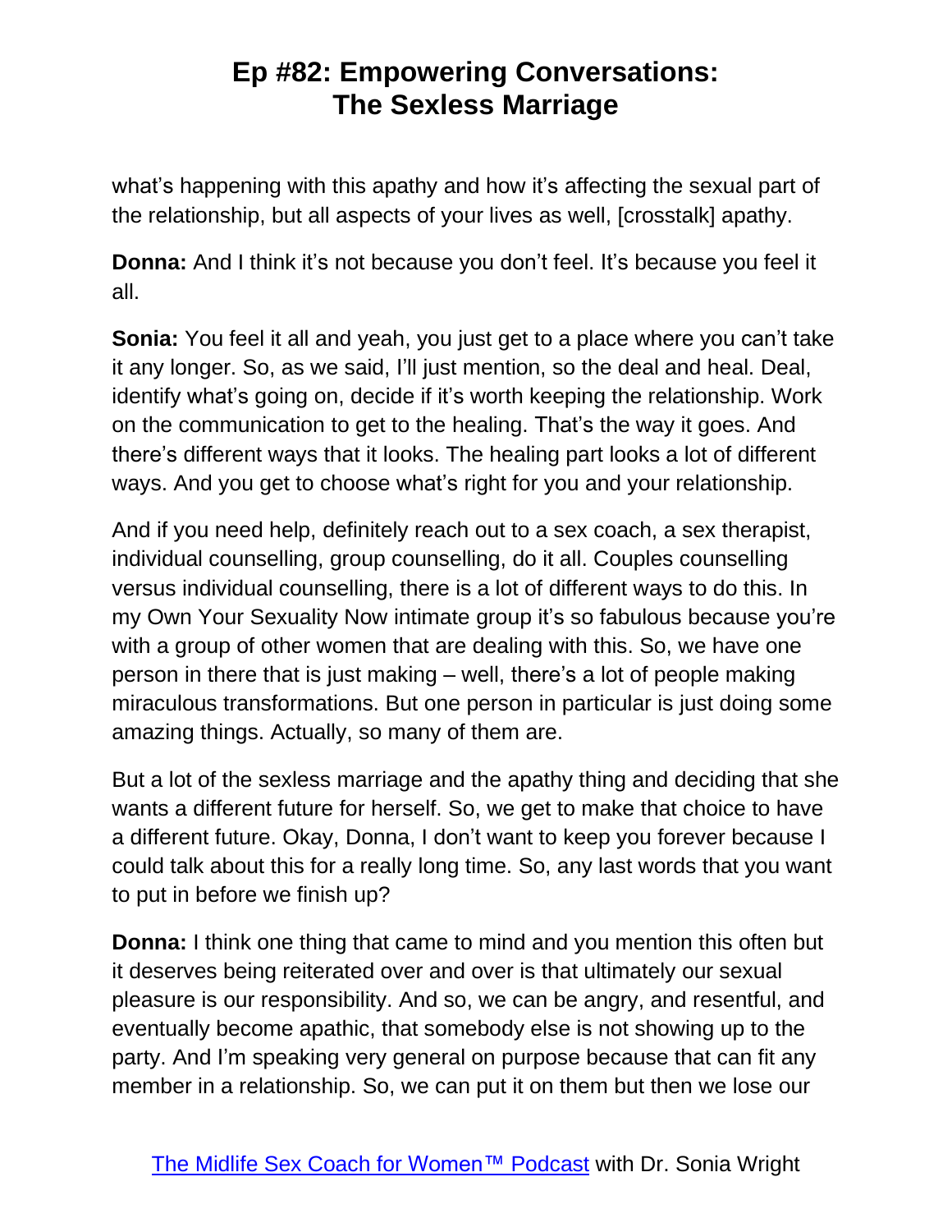what's happening with this apathy and how it's affecting the sexual part of the relationship, but all aspects of your lives as well, [crosstalk] apathy.

**Donna:** And I think it's not because you don't feel. It's because you feel it all.

**Sonia:** You feel it all and yeah, you just get to a place where you can't take it any longer. So, as we said, I'll just mention, so the deal and heal. Deal, identify what's going on, decide if it's worth keeping the relationship. Work on the communication to get to the healing. That's the way it goes. And there's different ways that it looks. The healing part looks a lot of different ways. And you get to choose what's right for you and your relationship.

And if you need help, definitely reach out to a sex coach, a sex therapist, individual counselling, group counselling, do it all. Couples counselling versus individual counselling, there is a lot of different ways to do this. In my Own Your Sexuality Now intimate group it's so fabulous because you're with a group of other women that are dealing with this. So, we have one person in there that is just making – well, there's a lot of people making miraculous transformations. But one person in particular is just doing some amazing things. Actually, so many of them are.

But a lot of the sexless marriage and the apathy thing and deciding that she wants a different future for herself. So, we get to make that choice to have a different future. Okay, Donna, I don't want to keep you forever because I could talk about this for a really long time. So, any last words that you want to put in before we finish up?

**Donna:** I think one thing that came to mind and you mention this often but it deserves being reiterated over and over is that ultimately our sexual pleasure is our responsibility. And so, we can be angry, and resentful, and eventually become apathic, that somebody else is not showing up to the party. And I'm speaking very general on purpose because that can fit any member in a relationship. So, we can put it on them but then we lose our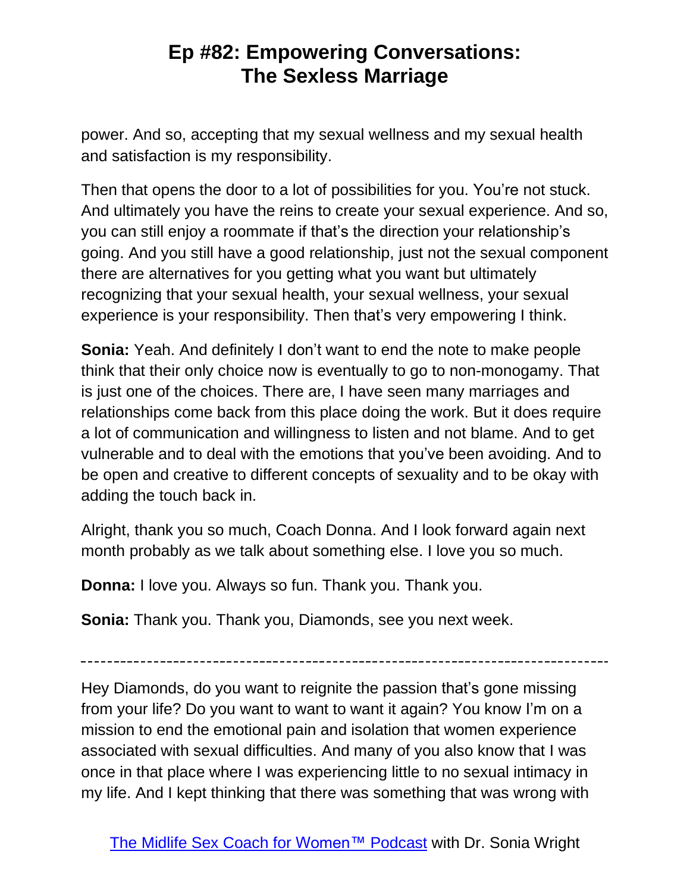power. And so, accepting that my sexual wellness and my sexual health and satisfaction is my responsibility.

Then that opens the door to a lot of possibilities for you. You're not stuck. And ultimately you have the reins to create your sexual experience. And so, you can still enjoy a roommate if that's the direction your relationship's going. And you still have a good relationship, just not the sexual component there are alternatives for you getting what you want but ultimately recognizing that your sexual health, your sexual wellness, your sexual experience is your responsibility. Then that's very empowering I think.

**Sonia:** Yeah. And definitely I don't want to end the note to make people think that their only choice now is eventually to go to non-monogamy. That is just one of the choices. There are, I have seen many marriages and relationships come back from this place doing the work. But it does require a lot of communication and willingness to listen and not blame. And to get vulnerable and to deal with the emotions that you've been avoiding. And to be open and creative to different concepts of sexuality and to be okay with adding the touch back in.

Alright, thank you so much, Coach Donna. And I look forward again next month probably as we talk about something else. I love you so much.

**Donna:** I love you. Always so fun. Thank you. Thank you.

**Sonia:** Thank you. Thank you, Diamonds, see you next week.

---

Hey Diamonds, do you want to reignite the passion that's gone missing from your life? Do you want to want to want it again? You know I'm on a mission to end the emotional pain and isolation that women experience associated with sexual difficulties. And many of you also know that I was once in that place where I was experiencing little to no sexual intimacy in my life. And I kept thinking that there was something that was wrong with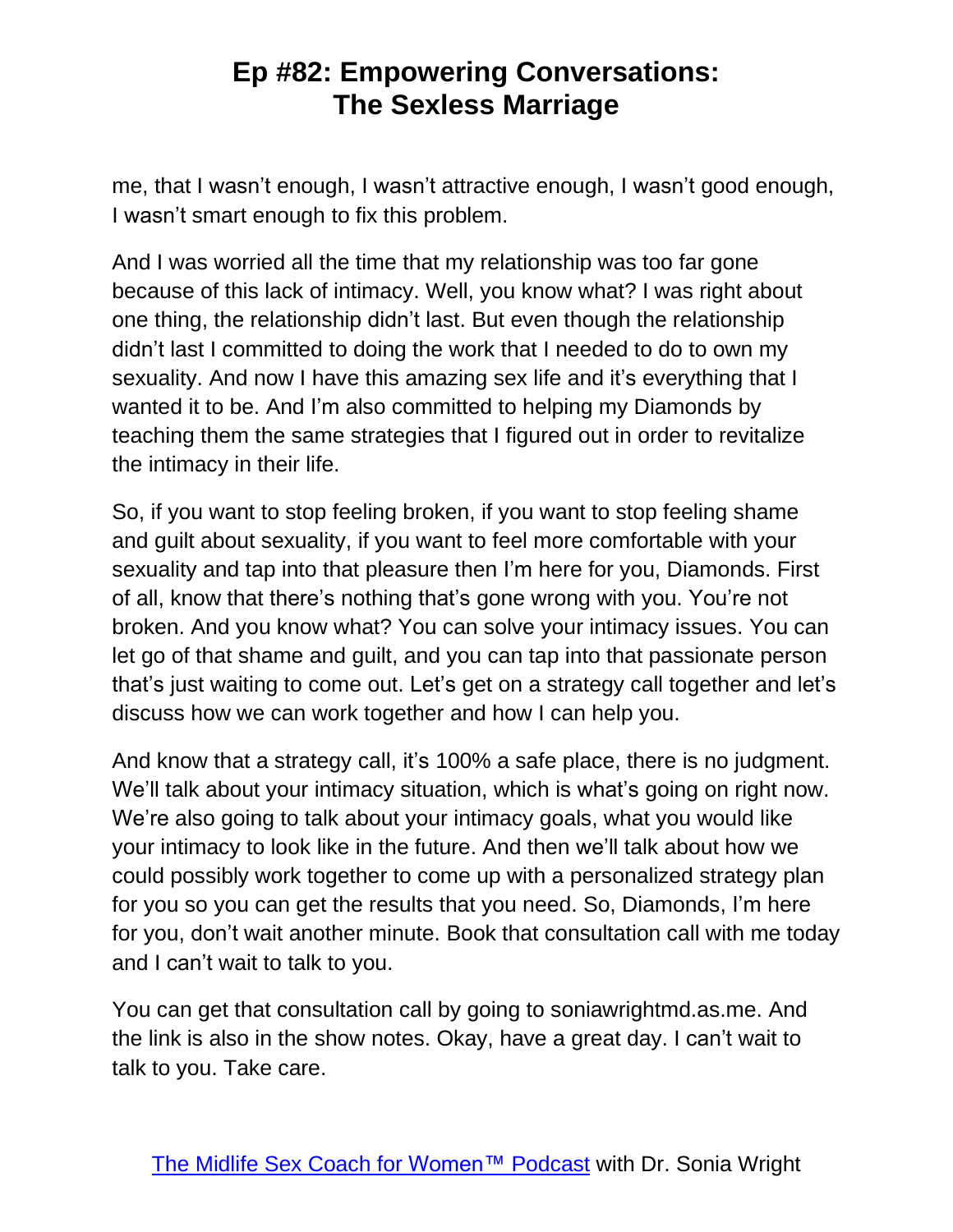me, that I wasn't enough, I wasn't attractive enough, I wasn't good enough, I wasn't smart enough to fix this problem.

And I was worried all the time that my relationship was too far gone because of this lack of intimacy. Well, you know what? I was right about one thing, the relationship didn't last. But even though the relationship didn't last I committed to doing the work that I needed to do to own my sexuality. And now I have this amazing sex life and it's everything that I wanted it to be. And I'm also committed to helping my Diamonds by teaching them the same strategies that I figured out in order to revitalize the intimacy in their life.

So, if you want to stop feeling broken, if you want to stop feeling shame and guilt about sexuality, if you want to feel more comfortable with your sexuality and tap into that pleasure then I'm here for you, Diamonds. First of all, know that there's nothing that's gone wrong with you. You're not broken. And you know what? You can solve your intimacy issues. You can let go of that shame and guilt, and you can tap into that passionate person that's just waiting to come out. Let's get on a strategy call together and let's discuss how we can work together and how I can help you.

And know that a strategy call, it's 100% a safe place, there is no judgment. We'll talk about your intimacy situation, which is what's going on right now. We're also going to talk about your intimacy goals, what you would like your intimacy to look like in the future. And then we'll talk about how we could possibly work together to come up with a personalized strategy plan for you so you can get the results that you need. So, Diamonds, I'm here for you, don't wait another minute. Book that consultation call with me today and I can't wait to talk to you.

You can get that consultation call by going to soniawrightmd.as.me. And the link is also in the show notes. Okay, have a great day. I can't wait to talk to you. Take care.